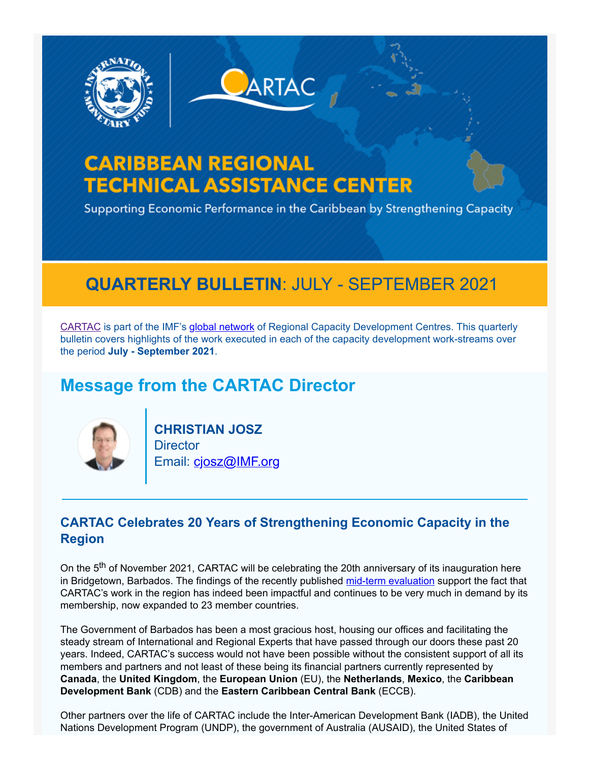# CARIBBEAN REGIONAL TECHNICAL ASSISTANCE CENTER

Supporting Economic Performance in the Caribbean by Strengthening Capacity

## **QUARTERLY BULLETIN**: JULY - SEPTEMBER 2021

CARTAC is part of the IMF's global network of Regional Capacity Development Centres. This quarterly bulletin covers highlights of the work executed in each of the capacity development work-streams over the period **July - September 2021**.

## Message from the CARTAC Director

**CHRISTIAN JOSZ**
Director
Email: cjosz@IMF.org

### CARTAC Celebrates 20 Years of Strengthening Economic Capacity in the Region

On the 5th of November 2021, CARTAC will be celebrating the 20th anniversary of its inauguration here in Bridgetown, Barbados. The findings of the recently published mid-term evaluation support the fact that CARTAC's work in the region has indeed been impactful and continues to be very much in demand by its membership, now expanded to 23 member countries.

The Government of Barbados has been a most gracious host, housing our offices and facilitating the steady stream of International and Regional Experts that have passed through our doors these past 20 years. Indeed, CARTAC's success would not have been possible without the consistent support of all its members and partners and not least of these being its financial partners currently represented by **Canada**, the **United Kingdom**, the **European Union** (EU), the **Netherlands**, **Mexico**, the **Caribbean Development Bank** (CDB) and the **Eastern Caribbean Central Bank** (ECCB).

Other partners over the life of CARTAC include the Inter-American Development Bank (IADB), the United Nations Development Program (UNDP), the government of Australia (AUSAID), the United States of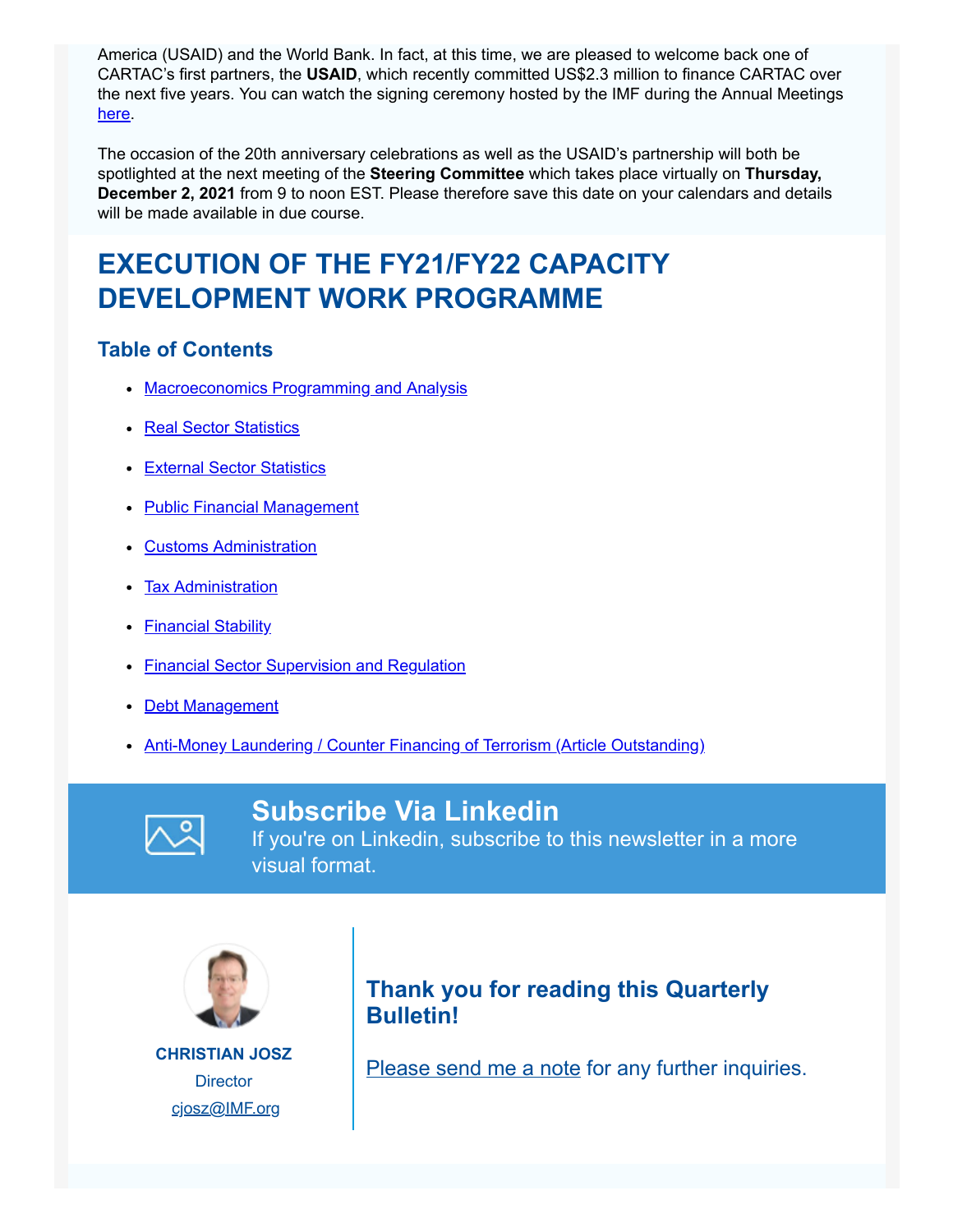America (USAID) and the World Bank. In fact, at this time, we are pleased to welcome back one of CARTAC's first partners, the **USAID**, which recently committed US$2.3 million to finance CARTAC over the next five years. You can watch the signing ceremony hosted by the IMF during the Annual Meetings here.

The occasion of the 20th anniversary celebrations as well as the USAID's partnership will both be spotlighted at the next meeting of the **Steering Committee** which takes place virtually on **Thursday, December 2, 2021** from 9 to noon EST. Please therefore save this date on your calendars and details will be made available in due course.

# EXECUTION OF THE FY21/FY22 CAPACITY DEVELOPMENT WORK PROGRAMME

## Table of Contents

- Macroeconomics Programming and Analysis
- Real Sector Statistics
- External Sector Statistics
- Public Financial Management
- Customs Administration
- Tax Administration
- Financial Stability
- Financial Sector Supervision and Regulation
- Debt Management
- Anti-Money Laundering / Counter Financing of Terrorism (Article Outstanding)

## Subscribe Via Linkedin

If you're on Linkedin, subscribe to this newsletter in a more visual format.

**CHRISTIAN JOSZ**
Director
cjosz@IMF.org

## Thank you for reading this Quarterly Bulletin!

Please send me a note for any further inquiries.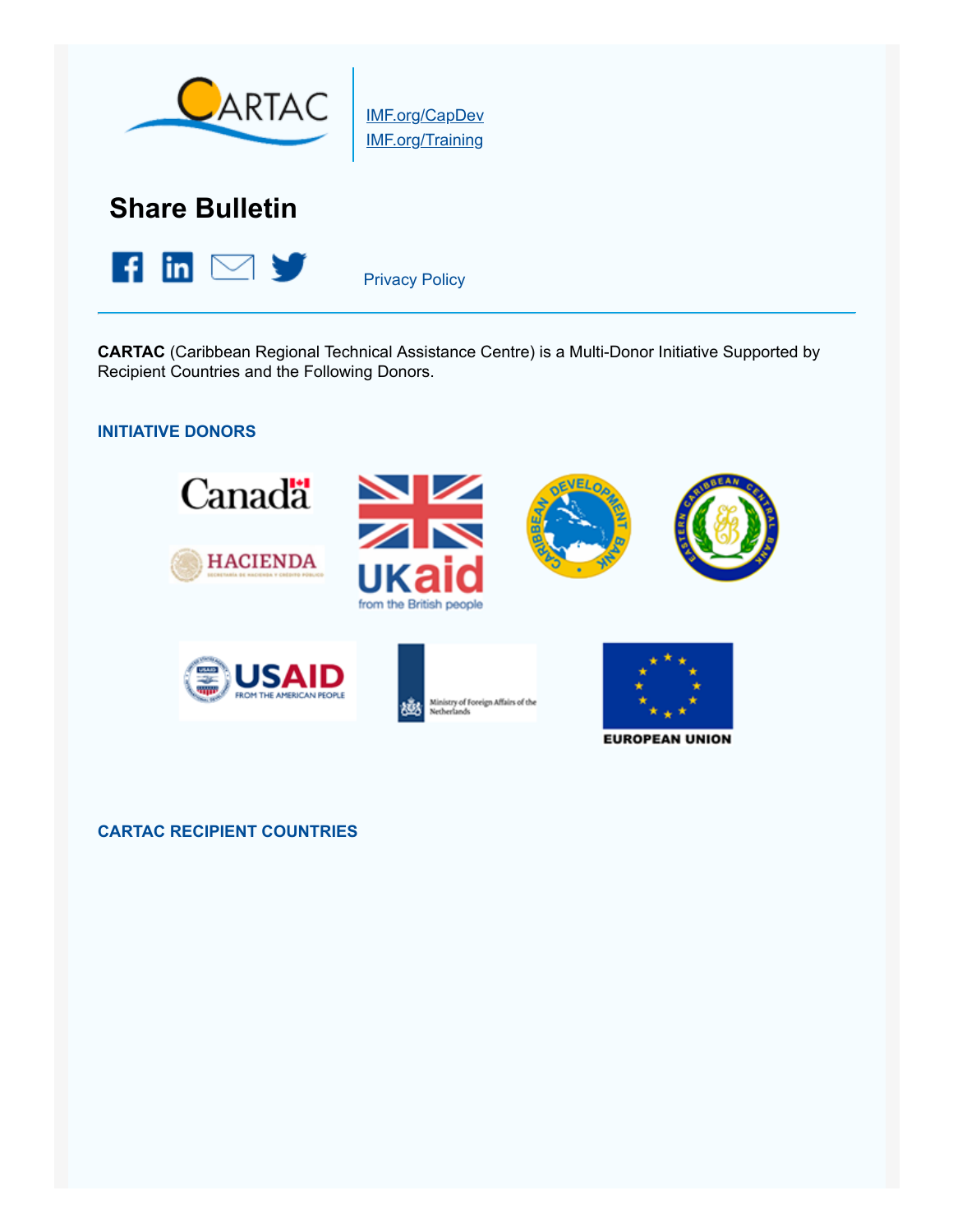IMF.org/CapDev
IMF.org/Training

## Share Bulletin

Privacy Policy

---

**CARTAC** (Caribbean Regional Technical Assistance Centre) is a Multi-Donor Initiative Supported by Recipient Countries and the Following Donors.

### INITIATIVE DONORS

### CARTAC RECIPIENT COUNTRIES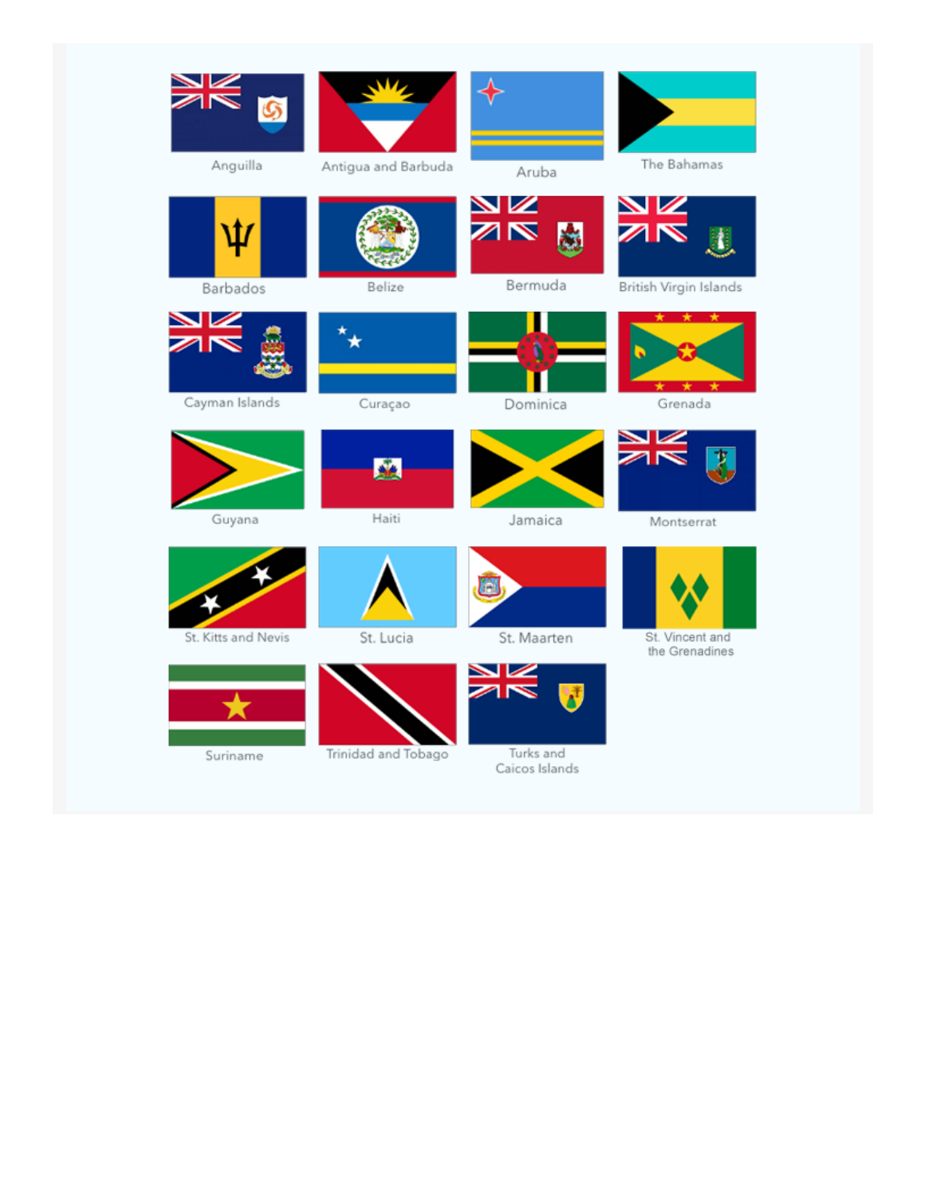Anguilla

Antigua and Barbuda

Aruba

The Bahamas

Barbados

Belize

Bermuda

British Virgin Islands

Cayman Islands

Curaçao

Dominica

Grenada

Guyana

Haiti

Jamaica

Montserrat

St. Kitts and Nevis

St. Lucia

St. Maarten

St. Vincent and the Grenadines

Suriname

Trinidad and Tobago

Turks and Caicos Islands